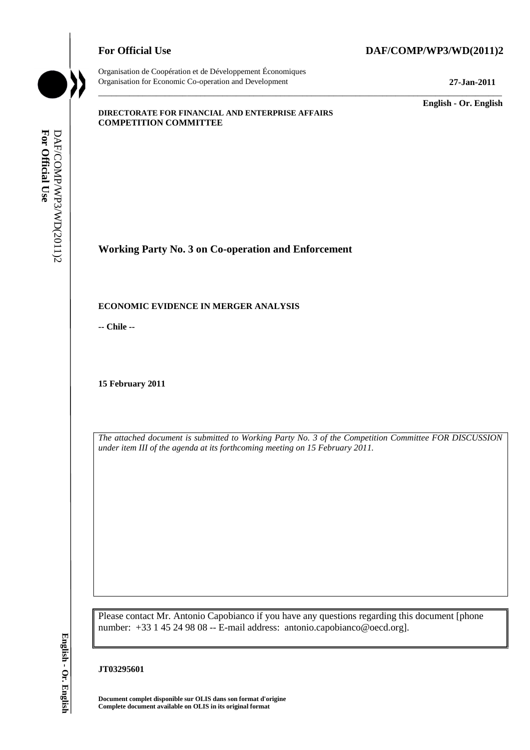**For Official Use** **DAF/COMP/WP3/WD(2011)2**

Organisation de Coopération et de Développement Économiques
Organisation for Economic Co-operation and Development **27-Jan-2011**

**English - Or. English**

**DIRECTORATE FOR FINANCIAL AND ENTERPRISE AFFAIRS**
**COMPETITION COMMITTEE**

## Working Party No. 3 on Co-operation and Enforcement

**ECONOMIC EVIDENCE IN MERGER ANALYSIS**

**-- Chile --**

**15 February 2011**

*The attached document is submitted to Working Party No. 3 of the Competition Committee FOR DISCUSSION under item III of the agenda at its forthcoming meeting on 15 February 2011.*

Please contact Mr. Antonio Capobianco if you have any questions regarding this document [phone number: +33 1 45 24 98 08 -- E-mail address: antonio.capobianco@oecd.org].

**JT03295601**

**Document complet disponible sur OLIS dans son format d'origine**
**Complete document available on OLIS in its original format**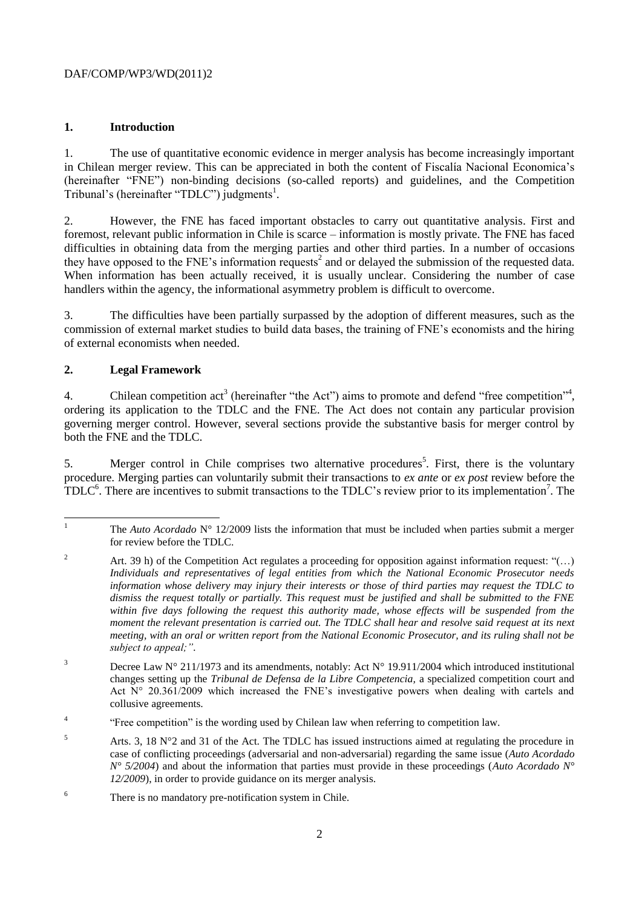## 1. Introduction

1. The use of quantitative economic evidence in merger analysis has become increasingly important in Chilean merger review. This can be appreciated in both the content of Fiscalía Nacional Economica's (hereinafter "FNE") non-binding decisions (so-called reports) and guidelines, and the Competition Tribunal's (hereinafter "TDLC") judgments[1].

2. However, the FNE has faced important obstacles to carry out quantitative analysis. First and foremost, relevant public information in Chile is scarce – information is mostly private. The FNE has faced difficulties in obtaining data from the merging parties and other third parties. In a number of occasions they have opposed to the FNE's information requests[2] and or delayed the submission of the requested data. When information has been actually received, it is usually unclear. Considering the number of case handlers within the agency, the informational asymmetry problem is difficult to overcome.

3. The difficulties have been partially surpassed by the adoption of different measures, such as the commission of external market studies to build data bases, the training of FNE's economists and the hiring of external economists when needed.

## 2. Legal Framework

4. Chilean competition act[3] (hereinafter "the Act") aims to promote and defend "free competition"[4], ordering its application to the TDLC and the FNE. The Act does not contain any particular provision governing merger control. However, several sections provide the substantive basis for merger control by both the FNE and the TDLC.

5. Merger control in Chile comprises two alternative procedures[5]. First, there is the voluntary procedure. Merging parties can voluntarily submit their transactions to *ex ante* or *ex post* review before the TDLC[6]. There are incentives to submit transactions to the TDLC's review prior to its implementation[7]. The

---

[1] The *Auto Acordado* N° 12/2009 lists the information that must be included when parties submit a merger for review before the TDLC.

[2] Art. 39 h) of the Competition Act regulates a proceeding for opposition against information request: "(…) *Individuals and representatives of legal entities from which the National Economic Prosecutor needs information whose delivery may injury their interests or those of third parties may request the TDLC to dismiss the request totally or partially. This request must be justified and shall be submitted to the FNE within five days following the request this authority made, whose effects will be suspended from the moment the relevant presentation is carried out. The TDLC shall hear and resolve said request at its next meeting, with an oral or written report from the National Economic Prosecutor, and its ruling shall not be subject to appeal;".*

[3] Decree Law N° 211/1973 and its amendments, notably: Act N° 19.911/2004 which introduced institutional changes setting up the *Tribunal de Defensa de la Libre Competencia*, a specialized competition court and Act N° 20.361/2009 which increased the FNE's investigative powers when dealing with cartels and collusive agreements.

[4] "Free competition" is the wording used by Chilean law when referring to competition law.

[5] Arts. 3, 18 N°2 and 31 of the Act. The TDLC has issued instructions aimed at regulating the procedure in case of conflicting proceedings (adversarial and non-adversarial) regarding the same issue (*Auto Acordado N° 5/2004*) and about the information that parties must provide in these proceedings (*Auto Acordado N° 12/2009*), in order to provide guidance on its merger analysis.

[6] There is no mandatory pre-notification system in Chile.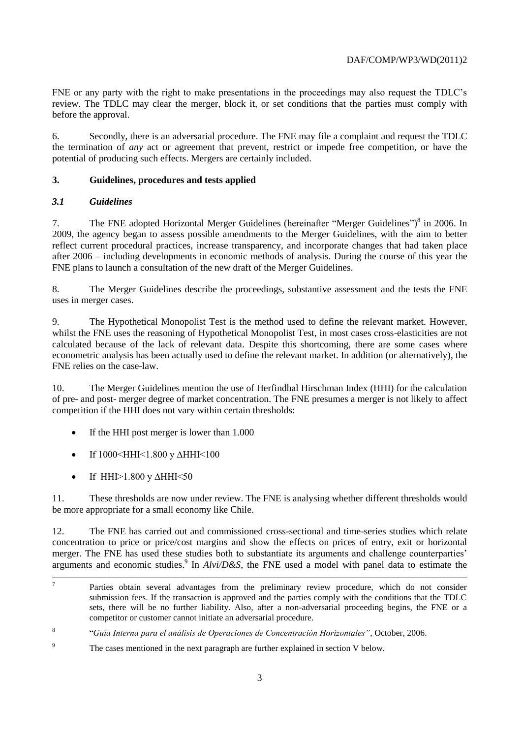FNE or any party with the right to make presentations in the proceedings may also request the TDLC's review. The TDLC may clear the merger, block it, or set conditions that the parties must comply with before the approval.

6. Secondly, there is an adversarial procedure. The FNE may file a complaint and request the TDLC the termination of *any* act or agreement that prevent, restrict or impede free competition, or have the potential of producing such effects. Mergers are certainly included.

## 3. Guidelines, procedures and tests applied

### *3.1 Guidelines*

7. The FNE adopted Horizontal Merger Guidelines (hereinafter "Merger Guidelines")[8] in 2006. In 2009, the agency began to assess possible amendments to the Merger Guidelines, with the aim to better reflect current procedural practices, increase transparency, and incorporate changes that had taken place after 2006 – including developments in economic methods of analysis. During the course of this year the FNE plans to launch a consultation of the new draft of the Merger Guidelines.

8. The Merger Guidelines describe the proceedings, substantive assessment and the tests the FNE uses in merger cases.

9. The Hypothetical Monopolist Test is the method used to define the relevant market. However, whilst the FNE uses the reasoning of Hypothetical Monopolist Test, in most cases cross-elasticities are not calculated because of the lack of relevant data. Despite this shortcoming, there are some cases where econometric analysis has been actually used to define the relevant market. In addition (or alternatively), the FNE relies on the case-law.

10. The Merger Guidelines mention the use of Herfindhal Hirschman Index (HHI) for the calculation of pre- and post- merger degree of market concentration. The FNE presumes a merger is not likely to affect competition if the HHI does not vary within certain thresholds:

- If the HHI post merger is lower than 1.000
- If 1000<HHI<1.800 y ΔHHI<100
- If HHI>1.800 y ΔHHI<50

11. These thresholds are now under review. The FNE is analysing whether different thresholds would be more appropriate for a small economy like Chile.

12. The FNE has carried out and commissioned cross-sectional and time-series studies which relate concentration to price or price/cost margins and show the effects on prices of entry, exit or horizontal merger. The FNE has used these studies both to substantiate its arguments and challenge counterparties' arguments and economic studies.[9] In *Alvi/D&S*, the FNE used a model with panel data to estimate the

---

[7] Parties obtain several advantages from the preliminary review procedure, which do not consider submission fees. If the transaction is approved and the parties comply with the conditions that the TDLC sets, there will be no further liability. Also, after a non-adversarial proceeding begins, the FNE or a competitor or customer cannot initiate an adversarial procedure.

[8] "*Guía Interna para el análisis de Operaciones de Concentración Horizontales"*, October, 2006.

[9] The cases mentioned in the next paragraph are further explained in section V below.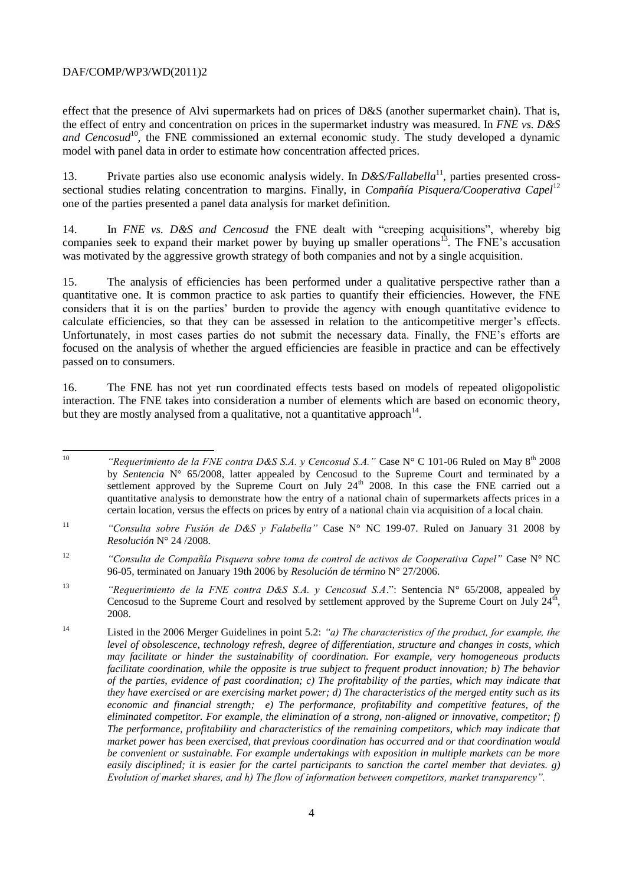effect that the presence of Alvi supermarkets had on prices of D&S (another supermarket chain). That is, the effect of entry and concentration on prices in the supermarket industry was measured. In *FNE vs. D&S and Cencosud*[10], the FNE commissioned an external economic study. The study developed a dynamic model with panel data in order to estimate how concentration affected prices.

13. Private parties also use economic analysis widely. In *D&S/Fallabella*[11], parties presented cross-sectional studies relating concentration to margins. Finally, in *Compañía Pisquera/Cooperativa Capel*[12] one of the parties presented a panel data analysis for market definition.

14. In *FNE vs. D&S and Cencosud* the FNE dealt with "creeping acquisitions", whereby big companies seek to expand their market power by buying up smaller operations[13]. The FNE's accusation was motivated by the aggressive growth strategy of both companies and not by a single acquisition.

15. The analysis of efficiencies has been performed under a qualitative perspective rather than a quantitative one. It is common practice to ask parties to quantify their efficiencies. However, the FNE considers that it is on the parties' burden to provide the agency with enough quantitative evidence to calculate efficiencies, so that they can be assessed in relation to the anticompetitive merger's effects. Unfortunately, in most cases parties do not submit the necessary data. Finally, the FNE's efforts are focused on the analysis of whether the argued efficiencies are feasible in practice and can be effectively passed on to consumers.

16. The FNE has not yet run coordinated effects tests based on models of repeated oligopolistic interaction. The FNE takes into consideration a number of elements which are based on economic theory, but they are mostly analysed from a qualitative, not a quantitative approach[14].

---

[10] *"Requerimiento de la FNE contra D&S S.A. y Cencosud S.A."* Case N° C 101-06 Ruled on May 8th 2008 by *Sentencia* N° 65/2008, latter appealed by Cencosud to the Supreme Court and terminated by a settlement approved by the Supreme Court on July 24th 2008. In this case the FNE carried out a quantitative analysis to demonstrate how the entry of a national chain of supermarkets affects prices in a certain location, versus the effects on prices by entry of a national chain via acquisition of a local chain.

[11] *"Consulta sobre Fusión de D&S y Falabella"* Case N° NC 199-07. Ruled on January 31 2008 by *Resolución* N° 24 /2008.

[12] *"Consulta de Compañía Pisquera sobre toma de control de activos de Cooperativa Capel"* Case N° NC 96-05, terminated on January 19th 2006 by *Resolución de término* N° 27/2006.

[13] *"Requerimiento de la FNE contra D&S S.A. y Cencosud S.A."*: Sentencia N° 65/2008, appealed by Cencosud to the Supreme Court and resolved by settlement approved by the Supreme Court on July 24th, 2008.

[14] Listed in the 2006 Merger Guidelines in point 5.2: *"a) The characteristics of the product, for example, the level of obsolescence, technology refresh, degree of differentiation, structure and changes in costs, which may facilitate or hinder the sustainability of coordination. For example, very homogeneous products facilitate coordination, while the opposite is true subject to frequent product innovation; b) The behavior of the parties, evidence of past coordination; c) The profitability of the parties, which may indicate that they have exercised or are exercising market power; d) The characteristics of the merged entity such as its economic and financial strength; e) The performance, profitability and competitive features, of the eliminated competitor. For example, the elimination of a strong, non-aligned or innovative, competitor; f) The performance, profitability and characteristics of the remaining competitors, which may indicate that market power has been exercised, that previous coordination has occurred and or that coordination would be convenient or sustainable. For example undertakings with exposition in multiple markets can be more easily disciplined; it is easier for the cartel participants to sanction the cartel member that deviates. g) Evolution of market shares, and h) The flow of information between competitors, market transparency".*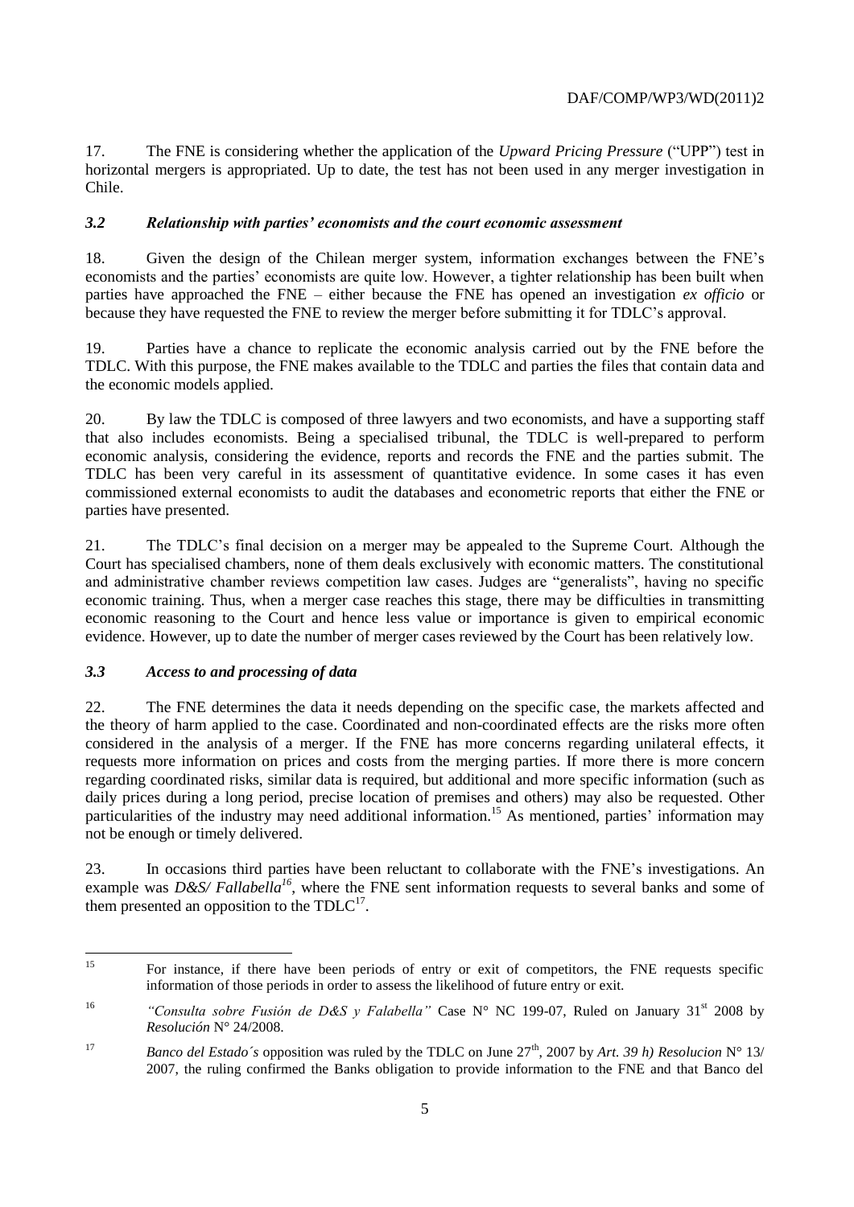17. The FNE is considering whether the application of the *Upward Pricing Pressure* ("UPP") test in horizontal mergers is appropriated. Up to date, the test has not been used in any merger investigation in Chile.

### *3.2 Relationship with parties' economists and the court economic assessment*

18. Given the design of the Chilean merger system, information exchanges between the FNE's economists and the parties' economists are quite low. However, a tighter relationship has been built when parties have approached the FNE – either because the FNE has opened an investigation *ex officio* or because they have requested the FNE to review the merger before submitting it for TDLC's approval.

19. Parties have a chance to replicate the economic analysis carried out by the FNE before the TDLC. With this purpose, the FNE makes available to the TDLC and parties the files that contain data and the economic models applied.

20. By law the TDLC is composed of three lawyers and two economists, and have a supporting staff that also includes economists. Being a specialised tribunal, the TDLC is well-prepared to perform economic analysis, considering the evidence, reports and records the FNE and the parties submit. The TDLC has been very careful in its assessment of quantitative evidence. In some cases it has even commissioned external economists to audit the databases and econometric reports that either the FNE or parties have presented.

21. The TDLC's final decision on a merger may be appealed to the Supreme Court. Although the Court has specialised chambers, none of them deals exclusively with economic matters. The constitutional and administrative chamber reviews competition law cases. Judges are "generalists", having no specific economic training. Thus, when a merger case reaches this stage, there may be difficulties in transmitting economic reasoning to the Court and hence less value or importance is given to empirical economic evidence. However, up to date the number of merger cases reviewed by the Court has been relatively low.

### *3.3 Access to and processing of data*

22. The FNE determines the data it needs depending on the specific case, the markets affected and the theory of harm applied to the case. Coordinated and non-coordinated effects are the risks more often considered in the analysis of a merger. If the FNE has more concerns regarding unilateral effects, it requests more information on prices and costs from the merging parties. If more there is more concern regarding coordinated risks, similar data is required, but additional and more specific information (such as daily prices during a long period, precise location of premises and others) may also be requested. Other particularities of the industry may need additional information.[15] As mentioned, parties' information may not be enough or timely delivered.

23. In occasions third parties have been reluctant to collaborate with the FNE's investigations. An example was *D&S/ Fallabella*[16], where the FNE sent information requests to several banks and some of them presented an opposition to the TDLC[17].

---

[15] For instance, if there have been periods of entry or exit of competitors, the FNE requests specific information of those periods in order to assess the likelihood of future entry or exit.

[16] *"Consulta sobre Fusión de D&S y Falabella"* Case N° NC 199-07, Ruled on January 31st 2008 by *Resolución* N° 24/2008.

[17] *Banco del Estado´s* opposition was ruled by the TDLC on June 27th, 2007 by *Art. 39 h) Resolucion* N° 13/ 2007, the ruling confirmed the Banks obligation to provide information to the FNE and that Banco del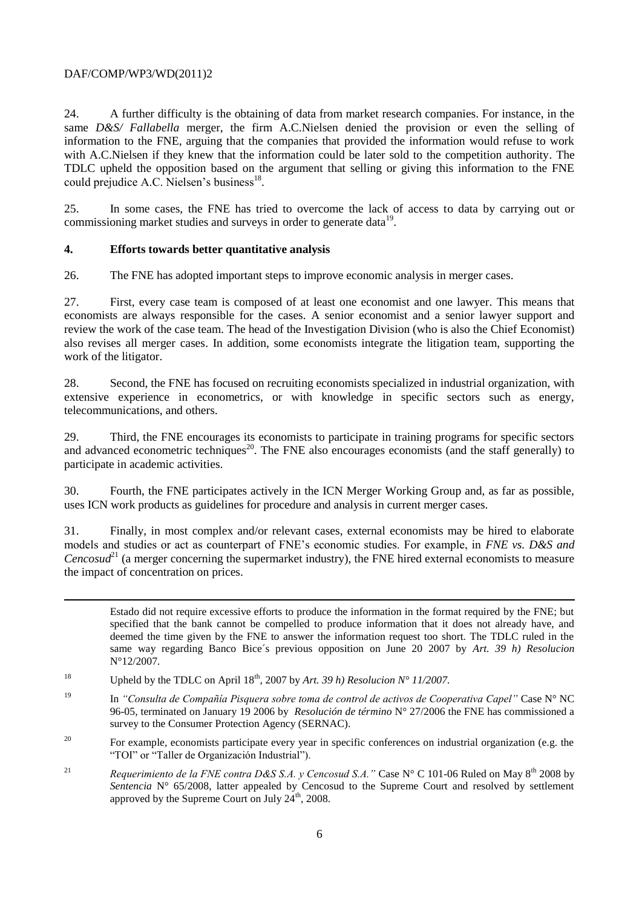24. A further difficulty is the obtaining of data from market research companies. For instance, in the same *D&S/ Fallabella* merger, the firm A.C.Nielsen denied the provision or even the selling of information to the FNE, arguing that the companies that provided the information would refuse to work with A.C.Nielsen if they knew that the information could be later sold to the competition authority. The TDLC upheld the opposition based on the argument that selling or giving this information to the FNE could prejudice A.C. Nielsen's business[18].

25. In some cases, the FNE has tried to overcome the lack of access to data by carrying out or commissioning market studies and surveys in order to generate data[19].

### 4. Efforts towards better quantitative analysis

26. The FNE has adopted important steps to improve economic analysis in merger cases.

27. First, every case team is composed of at least one economist and one lawyer. This means that economists are always responsible for the cases. A senior economist and a senior lawyer support and review the work of the case team. The head of the Investigation Division (who is also the Chief Economist) also revises all merger cases. In addition, some economists integrate the litigation team, supporting the work of the litigator.

28. Second, the FNE has focused on recruiting economists specialized in industrial organization, with extensive experience in econometrics, or with knowledge in specific sectors such as energy, telecommunications, and others.

29. Third, the FNE encourages its economists to participate in training programs for specific sectors and advanced econometric techniques[20]. The FNE also encourages economists (and the staff generally) to participate in academic activities.

30. Fourth, the FNE participates actively in the ICN Merger Working Group and, as far as possible, uses ICN work products as guidelines for procedure and analysis in current merger cases.

31. Finally, in most complex and/or relevant cases, external economists may be hired to elaborate models and studies or act as counterpart of FNE's economic studies. For example, in *FNE vs. D&S and Cencosud*[21] (a merger concerning the supermarket industry), the FNE hired external economists to measure the impact of concentration on prices.

---

Estado did not require excessive efforts to produce the information in the format required by the FNE; but specified that the bank cannot be compelled to produce information that it does not already have, and deemed the time given by the FNE to answer the information request too short. The TDLC ruled in the same way regarding Banco Bice´s previous opposition on June 20 2007 by *Art. 39 h) Resolucion* N°12/2007.

[18] Upheld by the TDLC on April 18th, 2007 by *Art. 39 h) Resolucion N° 11/2007.*

[19] In *"Consulta de Compañía Pisquera sobre toma de control de activos de Cooperativa Capel"* Case N° NC 96-05, terminated on January 19 2006 by *Resolución de término* N° 27/2006 the FNE has commissioned a survey to the Consumer Protection Agency (SERNAC).

[20] For example, economists participate every year in specific conferences on industrial organization (e.g. the "TOI" or "Taller de Organización Industrial").

[21] *Requerimiento de la FNE contra D&S S.A. y Cencosud S.A."* Case N° C 101-06 Ruled on May 8th 2008 by *Sentencia* N° 65/2008, latter appealed by Cencosud to the Supreme Court and resolved by settlement approved by the Supreme Court on July 24th, 2008.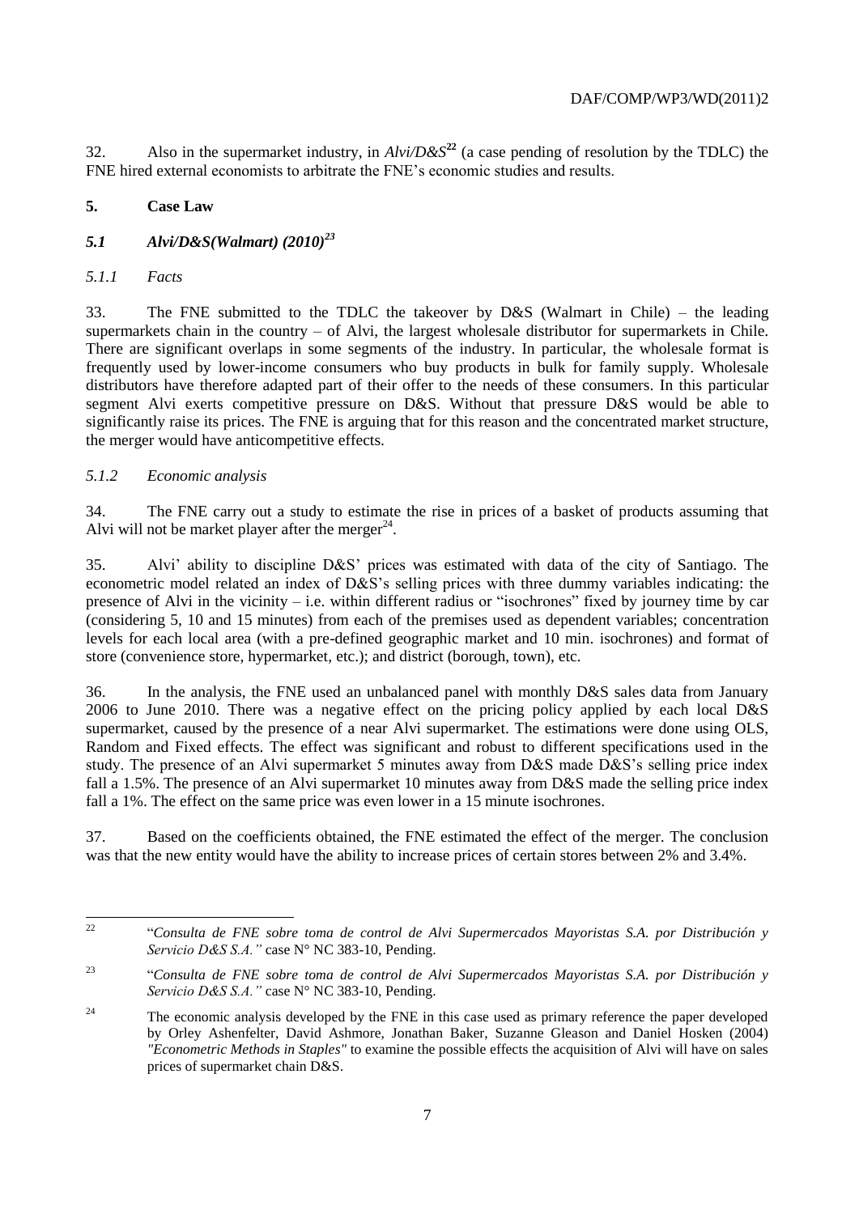32. Also in the supermarket industry, in *Alvi/D&S*[22] (a case pending of resolution by the TDLC) the FNE hired external economists to arbitrate the FNE's economic studies and results.

## 5. Case Law

### *5.1 Alvi/D&S(Walmart) (2010)*[23]

#### *5.1.1 Facts*

33. The FNE submitted to the TDLC the takeover by D&S (Walmart in Chile) – the leading supermarkets chain in the country – of Alvi, the largest wholesale distributor for supermarkets in Chile. There are significant overlaps in some segments of the industry. In particular, the wholesale format is frequently used by lower-income consumers who buy products in bulk for family supply. Wholesale distributors have therefore adapted part of their offer to the needs of these consumers. In this particular segment Alvi exerts competitive pressure on D&S. Without that pressure D&S would be able to significantly raise its prices. The FNE is arguing that for this reason and the concentrated market structure, the merger would have anticompetitive effects.

#### *5.1.2 Economic analysis*

34. The FNE carry out a study to estimate the rise in prices of a basket of products assuming that Alvi will not be market player after the merger[24].

35. Alvi' ability to discipline D&S' prices was estimated with data of the city of Santiago. The econometric model related an index of D&S's selling prices with three dummy variables indicating: the presence of Alvi in the vicinity – i.e. within different radius or "isochrones" fixed by journey time by car (considering 5, 10 and 15 minutes) from each of the premises used as dependent variables; concentration levels for each local area (with a pre-defined geographic market and 10 min. isochrones) and format of store (convenience store, hypermarket, etc.); and district (borough, town), etc.

36. In the analysis, the FNE used an unbalanced panel with monthly D&S sales data from January 2006 to June 2010. There was a negative effect on the pricing policy applied by each local D&S supermarket, caused by the presence of a near Alvi supermarket. The estimations were done using OLS, Random and Fixed effects. The effect was significant and robust to different specifications used in the study. The presence of an Alvi supermarket 5 minutes away from D&S made D&S's selling price index fall a 1.5%. The presence of an Alvi supermarket 10 minutes away from D&S made the selling price index fall a 1%. The effect on the same price was even lower in a 15 minute isochrones.

37. Based on the coefficients obtained, the FNE estimated the effect of the merger. The conclusion was that the new entity would have the ability to increase prices of certain stores between 2% and 3.4%.

---

[22] "*Consulta de FNE sobre toma de control de Alvi Supermercados Mayoristas S.A. por Distribución y Servicio D&S S.A.*" case N° NC 383-10, Pending.

[23] "*Consulta de FNE sobre toma de control de Alvi Supermercados Mayoristas S.A. por Distribución y Servicio D&S S.A.*" case N° NC 383-10, Pending.

[24] The economic analysis developed by the FNE in this case used as primary reference the paper developed by Orley Ashenfelter, David Ashmore, Jonathan Baker, Suzanne Gleason and Daniel Hosken (2004) *"Econometric Methods in Staples"* to examine the possible effects the acquisition of Alvi will have on sales prices of supermarket chain D&S.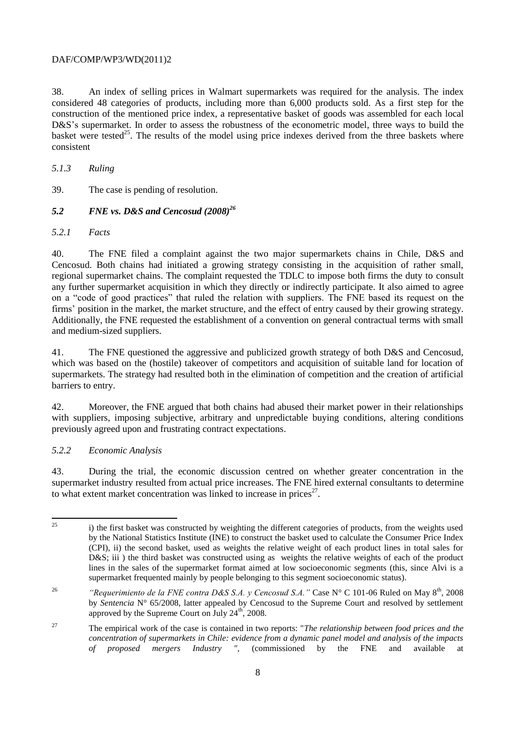38. An index of selling prices in Walmart supermarkets was required for the analysis. The index considered 48 categories of products, including more than 6,000 products sold. As a first step for the construction of the mentioned price index, a representative basket of goods was assembled for each local D&S's supermarket. In order to assess the robustness of the econometric model, three ways to build the basket were tested[25]. The results of the model using price indexes derived from the three baskets where consistent

*5.1.3 Ruling*

39. The case is pending of resolution.

### *5.2 FNE vs. D&S and Cencosud (2008)*[26]

*5.2.1 Facts*

40. The FNE filed a complaint against the two major supermarkets chains in Chile, D&S and Cencosud. Both chains had initiated a growing strategy consisting in the acquisition of rather small, regional supermarket chains. The complaint requested the TDLC to impose both firms the duty to consult any further supermarket acquisition in which they directly or indirectly participate. It also aimed to agree on a "code of good practices" that ruled the relation with suppliers. The FNE based its request on the firms' position in the market, the market structure, and the effect of entry caused by their growing strategy. Additionally, the FNE requested the establishment of a convention on general contractual terms with small and medium-sized suppliers.

41. The FNE questioned the aggressive and publicized growth strategy of both D&S and Cencosud, which was based on the (hostile) takeover of competitors and acquisition of suitable land for location of supermarkets. The strategy had resulted both in the elimination of competition and the creation of artificial barriers to entry.

42. Moreover, the FNE argued that both chains had abused their market power in their relationships with suppliers, imposing subjective, arbitrary and unpredictable buying conditions, altering conditions previously agreed upon and frustrating contract expectations.

*5.2.2 Economic Analysis*

43. During the trial, the economic discussion centred on whether greater concentration in the supermarket industry resulted from actual price increases. The FNE hired external consultants to determine to what extent market concentration was linked to increase in prices[27].

---

[25] i) the first basket was constructed by weighting the different categories of products, from the weights used by the National Statistics Institute (INE) to construct the basket used to calculate the Consumer Price Index (CPI), ii) the second basket, used as weights the relative weight of each product lines in total sales for D&S; iii ) the third basket was constructed using as weights the relative weights of each of the product lines in the sales of the supermarket format aimed at low socioeconomic segments (this, since Alvi is a supermarket frequented mainly by people belonging to this segment socioeconomic status).

[26] *"Requerimiento de la FNE contra D&S S.A. y Cencosud S.A."* Case N° C 101-06 Ruled on May 8th, 2008 by *Sentencia* N° 65/2008, latter appealed by Cencosud to the Supreme Court and resolved by settlement approved by the Supreme Court on July 24th, 2008.

[27] The empirical work of the case is contained in two reports: "*The relationship between food prices and the concentration of supermarkets in Chile: evidence from a dynamic panel model and analysis of the impacts of proposed mergers Industry "*, (commissioned by the FNE and available at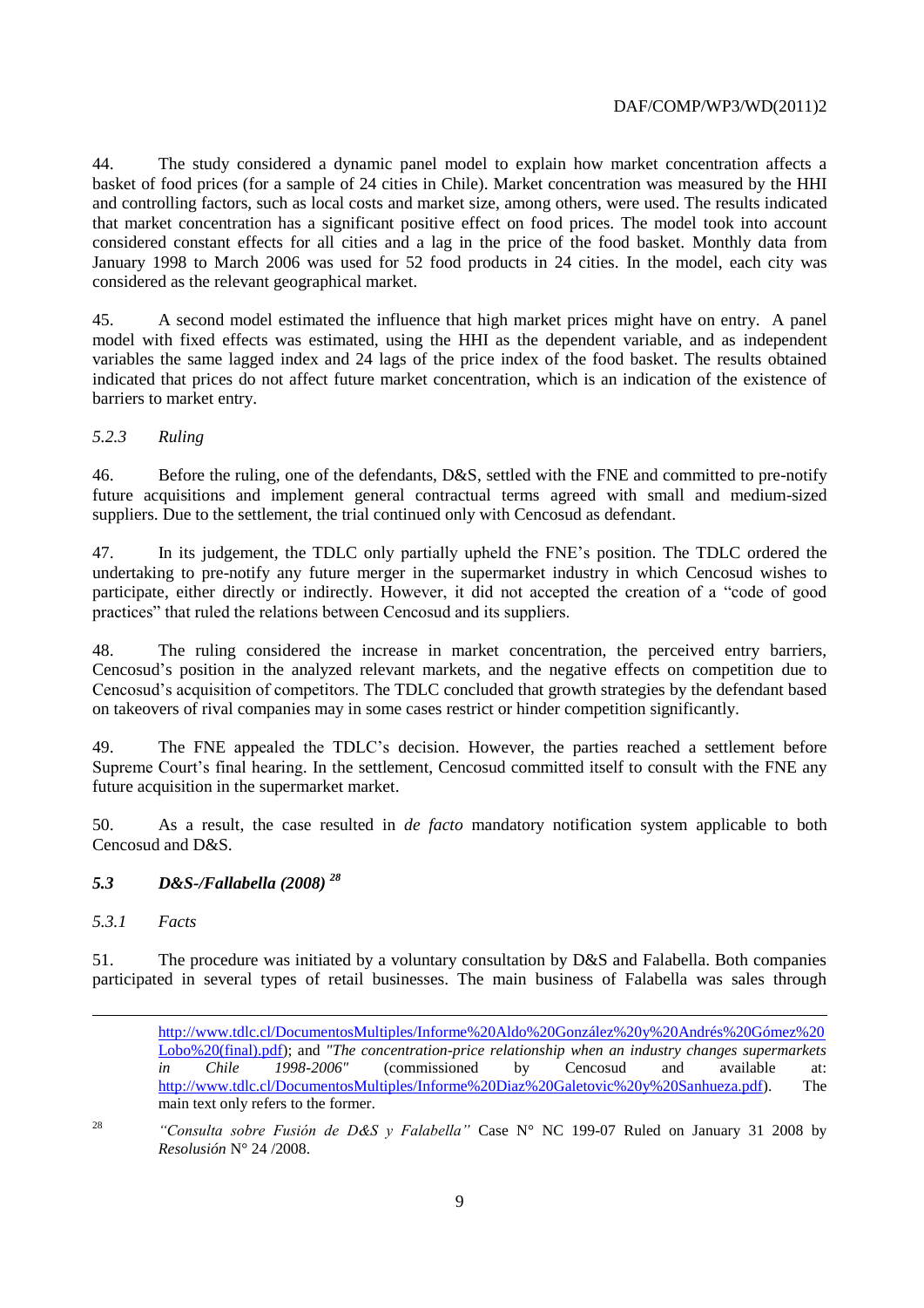44. The study considered a dynamic panel model to explain how market concentration affects a basket of food prices (for a sample of 24 cities in Chile). Market concentration was measured by the HHI and controlling factors, such as local costs and market size, among others, were used. The results indicated that market concentration has a significant positive effect on food prices. The model took into account considered constant effects for all cities and a lag in the price of the food basket. Monthly data from January 1998 to March 2006 was used for 52 food products in 24 cities. In the model, each city was considered as the relevant geographical market.

45. A second model estimated the influence that high market prices might have on entry. A panel model with fixed effects was estimated, using the HHI as the dependent variable, and as independent variables the same lagged index and 24 lags of the price index of the food basket. The results obtained indicated that prices do not affect future market concentration, which is an indication of the existence of barriers to market entry.

#### *5.2.3 Ruling*

46. Before the ruling, one of the defendants, D&S, settled with the FNE and committed to pre-notify future acquisitions and implement general contractual terms agreed with small and medium-sized suppliers. Due to the settlement, the trial continued only with Cencosud as defendant.

47. In its judgement, the TDLC only partially upheld the FNE's position. The TDLC ordered the undertaking to pre-notify any future merger in the supermarket industry in which Cencosud wishes to participate, either directly or indirectly. However, it did not accepted the creation of a "code of good practices" that ruled the relations between Cencosud and its suppliers.

48. The ruling considered the increase in market concentration, the perceived entry barriers, Cencosud's position in the analyzed relevant markets, and the negative effects on competition due to Cencosud's acquisition of competitors. The TDLC concluded that growth strategies by the defendant based on takeovers of rival companies may in some cases restrict or hinder competition significantly.

49. The FNE appealed the TDLC's decision. However, the parties reached a settlement before Supreme Court's final hearing. In the settlement, Cencosud committed itself to consult with the FNE any future acquisition in the supermarket market.

50. As a result, the case resulted in *de facto* mandatory notification system applicable to both Cencosud and D&S.

### ***5.3 D&S-/Falabella (2008)*** [28]

#### *5.3.1 Facts*

51. The procedure was initiated by a voluntary consultation by D&S and Falabella. Both companies participated in several types of retail businesses. The main business of Falabella was sales through

---

http://www.tdlc.cl/DocumentosMultiples/Informe%20Aldo%20González%20y%20Andrés%20Gómez%20Lobo%20(final).pdf); and *"The concentration-price relationship when an industry changes supermarkets in Chile 1998-2006"* (commissioned by Cencosud and available at: http://www.tdlc.cl/DocumentosMultiples/Informe%20Diaz%20Galetovic%20y%20Sanhueza.pdf). The main text only refers to the former.

[28] *"Consulta sobre Fusión de D&S y Falabella"* Case N° NC 199-07 Ruled on January 31 2008 by *Resolución* N° 24 /2008.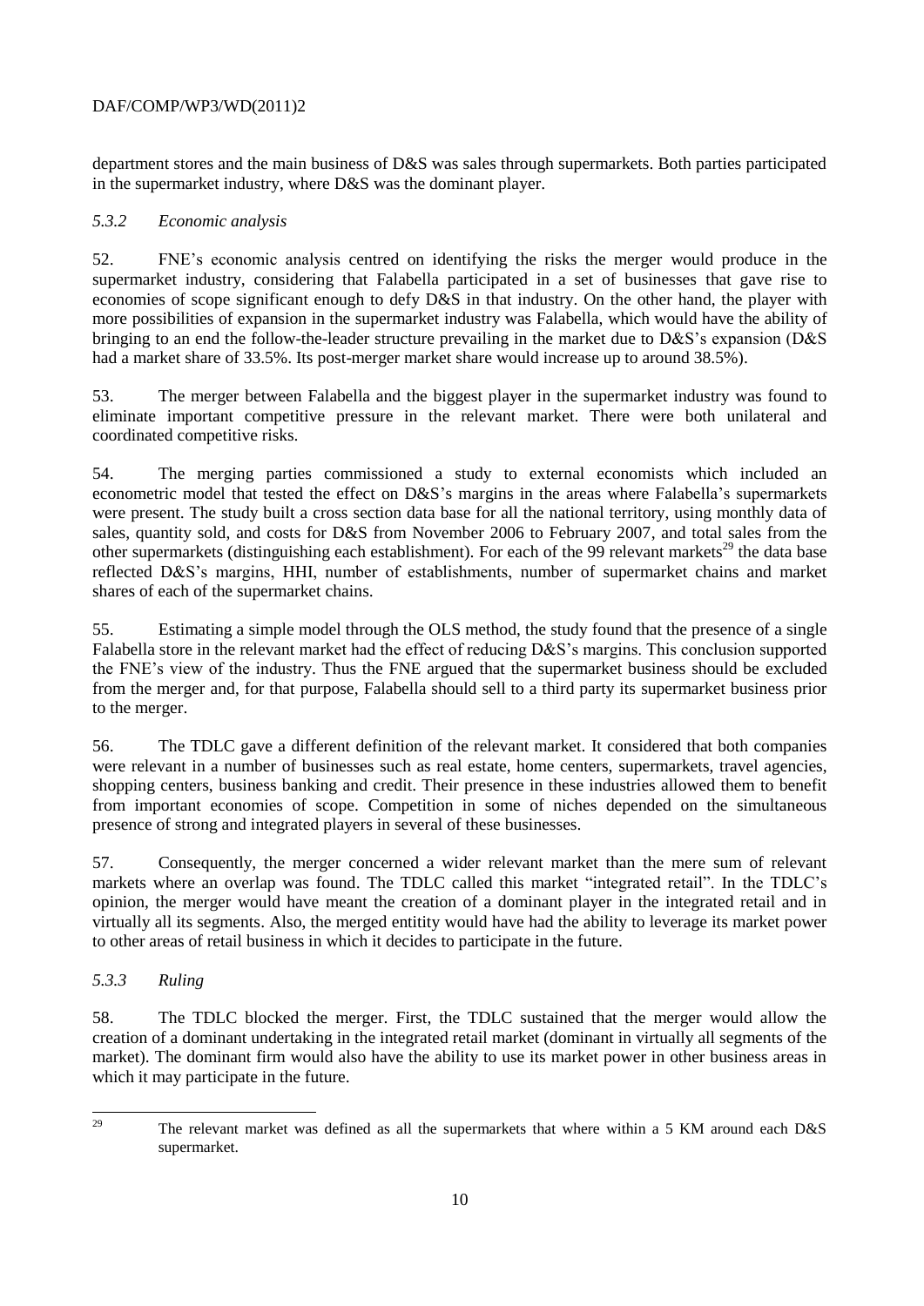department stores and the main business of D&S was sales through supermarkets. Both parties participated in the supermarket industry, where D&S was the dominant player.

### *5.3.2 Economic analysis*

52. FNE's economic analysis centred on identifying the risks the merger would produce in the supermarket industry, considering that Falabella participated in a set of businesses that gave rise to economies of scope significant enough to defy D&S in that industry. On the other hand, the player with more possibilities of expansion in the supermarket industry was Falabella, which would have the ability of bringing to an end the follow-the-leader structure prevailing in the market due to D&S's expansion (D&S had a market share of 33.5%. Its post-merger market share would increase up to around 38.5%).

53. The merger between Falabella and the biggest player in the supermarket industry was found to eliminate important competitive pressure in the relevant market. There were both unilateral and coordinated competitive risks.

54. The merging parties commissioned a study to external economists which included an econometric model that tested the effect on D&S's margins in the areas where Falabella's supermarkets were present. The study built a cross section data base for all the national territory, using monthly data of sales, quantity sold, and costs for D&S from November 2006 to February 2007, and total sales from the other supermarkets (distinguishing each establishment). For each of the 99 relevant markets[29] the data base reflected D&S's margins, HHI, number of establishments, number of supermarket chains and market shares of each of the supermarket chains.

55. Estimating a simple model through the OLS method, the study found that the presence of a single Falabella store in the relevant market had the effect of reducing D&S's margins. This conclusion supported the FNE's view of the industry. Thus the FNE argued that the supermarket business should be excluded from the merger and, for that purpose, Falabella should sell to a third party its supermarket business prior to the merger.

56. The TDLC gave a different definition of the relevant market. It considered that both companies were relevant in a number of businesses such as real estate, home centers, supermarkets, travel agencies, shopping centers, business banking and credit. Their presence in these industries allowed them to benefit from important economies of scope. Competition in some of niches depended on the simultaneous presence of strong and integrated players in several of these businesses.

57. Consequently, the merger concerned a wider relevant market than the mere sum of relevant markets where an overlap was found. The TDLC called this market "integrated retail". In the TDLC's opinion, the merger would have meant the creation of a dominant player in the integrated retail and in virtually all its segments. Also, the merged entitity would have had the ability to leverage its market power to other areas of retail business in which it decides to participate in the future.

### *5.3.3 Ruling*

58. The TDLC blocked the merger. First, the TDLC sustained that the merger would allow the creation of a dominant undertaking in the integrated retail market (dominant in virtually all segments of the market). The dominant firm would also have the ability to use its market power in other business areas in which it may participate in the future.

---

[29] The relevant market was defined as all the supermarkets that where within a 5 KM around each D&S supermarket.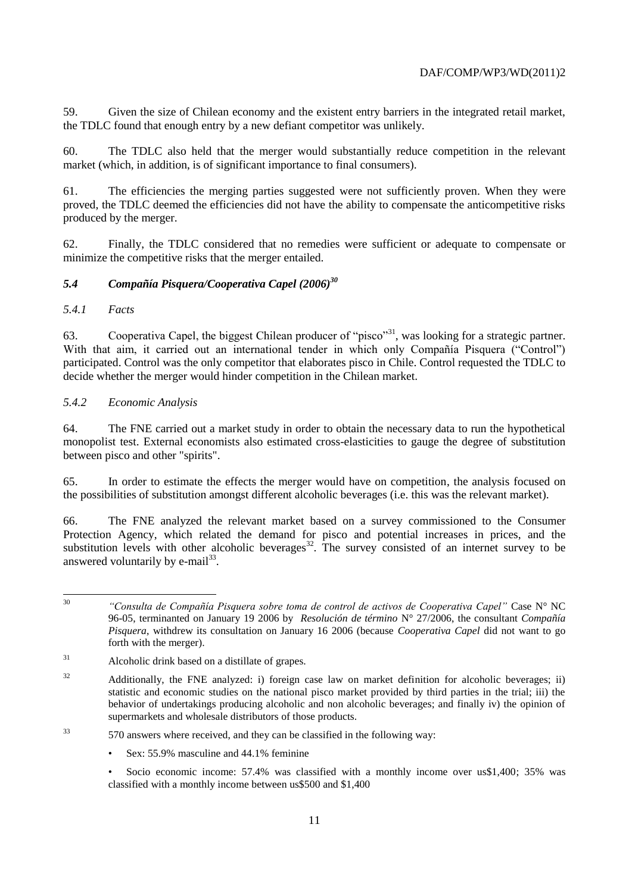59. Given the size of Chilean economy and the existent entry barriers in the integrated retail market, the TDLC found that enough entry by a new defiant competitor was unlikely.

60. The TDLC also held that the merger would substantially reduce competition in the relevant market (which, in addition, is of significant importance to final consumers).

61. The efficiencies the merging parties suggested were not sufficiently proven. When they were proved, the TDLC deemed the efficiencies did not have the ability to compensate the anticompetitive risks produced by the merger.

62. Finally, the TDLC considered that no remedies were sufficient or adequate to compensate or minimize the competitive risks that the merger entailed.

### *5.4 Compañía Pisquera/Cooperativa Capel (2006)*[30]

#### *5.4.1 Facts*

63. Cooperativa Capel, the biggest Chilean producer of "pisco"[31], was looking for a strategic partner. With that aim, it carried out an international tender in which only Compañía Pisquera ("Control") participated. Control was the only competitor that elaborates pisco in Chile. Control requested the TDLC to decide whether the merger would hinder competition in the Chilean market.

#### *5.4.2 Economic Analysis*

64. The FNE carried out a market study in order to obtain the necessary data to run the hypothetical monopolist test. External economists also estimated cross-elasticities to gauge the degree of substitution between pisco and other "spirits".

65. In order to estimate the effects the merger would have on competition, the analysis focused on the possibilities of substitution amongst different alcoholic beverages (i.e. this was the relevant market).

66. The FNE analyzed the relevant market based on a survey commissioned to the Consumer Protection Agency, which related the demand for pisco and potential increases in prices, and the substitution levels with other alcoholic beverages[32]. The survey consisted of an internet survey to be answered voluntarily by e-mail[33].

---

[30] *"Consulta de Compañía Pisquera sobre toma de control de activos de Cooperativa Capel"* Case N° NC 96-05, terminanted on January 19 2006 by *Resolución de término* N° 27/2006, the consultant *Compañía Pisquera*, withdrew its consultation on January 16 2006 (because *Cooperativa Capel* did not want to go forth with the merger).

[31] Alcoholic drink based on a distillate of grapes.

[32] Additionally, the FNE analyzed: i) foreign case law on market definition for alcoholic beverages; ii) statistic and economic studies on the national pisco market provided by third parties in the trial; iii) the behavior of undertakings producing alcoholic and non alcoholic beverages; and finally iv) the opinion of supermarkets and wholesale distributors of those products.

[33] 570 answers where received, and they can be classified in the following way:

- Sex: 55.9% masculine and 44.1% feminine
- Socio economic income: 57.4% was classified with a monthly income over us$1,400; 35% was classified with a monthly income between us$500 and $1,400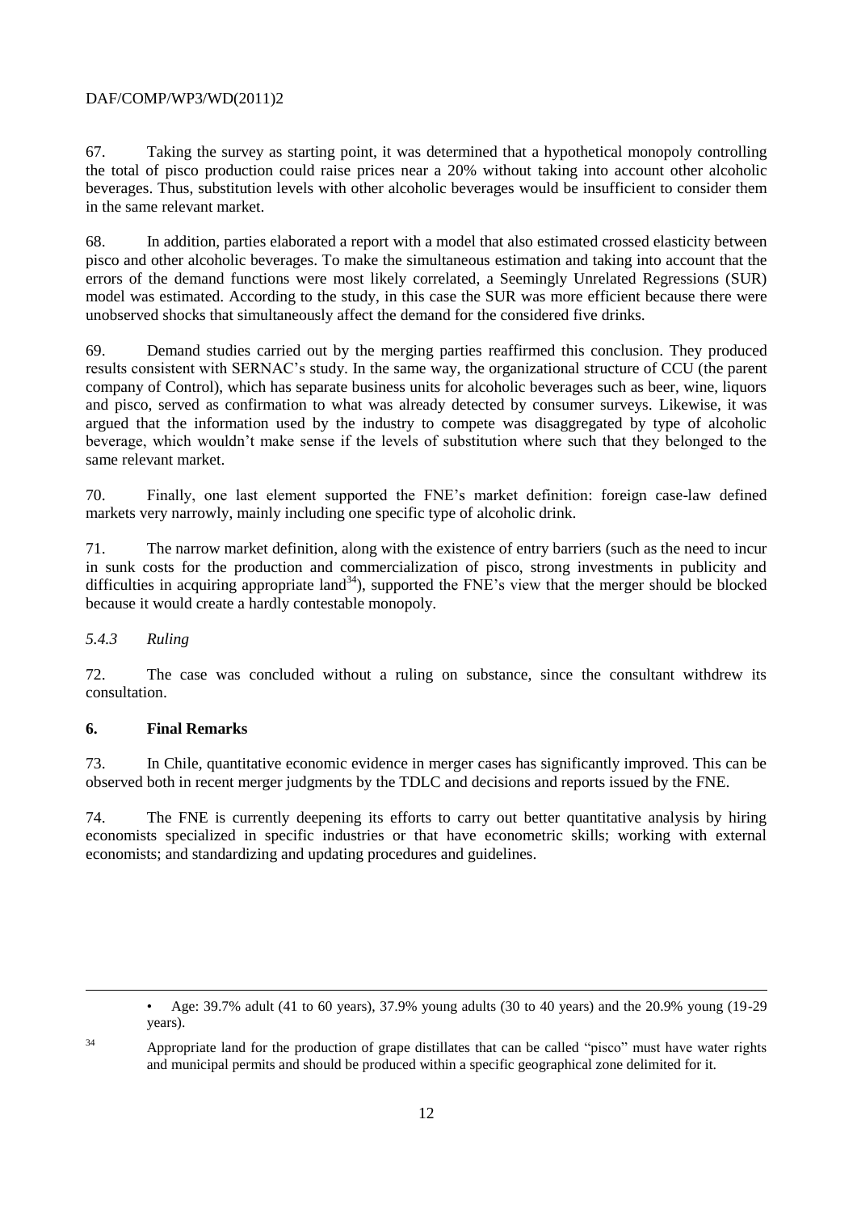67. Taking the survey as starting point, it was determined that a hypothetical monopoly controlling the total of pisco production could raise prices near a 20% without taking into account other alcoholic beverages. Thus, substitution levels with other alcoholic beverages would be insufficient to consider them in the same relevant market.

68. In addition, parties elaborated a report with a model that also estimated crossed elasticity between pisco and other alcoholic beverages. To make the simultaneous estimation and taking into account that the errors of the demand functions were most likely correlated, a Seemingly Unrelated Regressions (SUR) model was estimated. According to the study, in this case the SUR was more efficient because there were unobserved shocks that simultaneously affect the demand for the considered five drinks.

69. Demand studies carried out by the merging parties reaffirmed this conclusion. They produced results consistent with SERNAC's study. In the same way, the organizational structure of CCU (the parent company of Control), which has separate business units for alcoholic beverages such as beer, wine, liquors and pisco, served as confirmation to what was already detected by consumer surveys. Likewise, it was argued that the information used by the industry to compete was disaggregated by type of alcoholic beverage, which wouldn't make sense if the levels of substitution where such that they belonged to the same relevant market.

70. Finally, one last element supported the FNE's market definition: foreign case-law defined markets very narrowly, mainly including one specific type of alcoholic drink.

71. The narrow market definition, along with the existence of entry barriers (such as the need to incur in sunk costs for the production and commercialization of pisco, strong investments in publicity and difficulties in acquiring appropriate land[34]), supported the FNE's view that the merger should be blocked because it would create a hardly contestable monopoly.

### *5.4.3 Ruling*

72. The case was concluded without a ruling on substance, since the consultant withdrew its consultation.

## 6. Final Remarks

73. In Chile, quantitative economic evidence in merger cases has significantly improved. This can be observed both in recent merger judgments by the TDLC and decisions and reports issued by the FNE.

74. The FNE is currently deepening its efforts to carry out better quantitative analysis by hiring economists specialized in specific industries or that have econometric skills; working with external economists; and standardizing and updating procedures and guidelines.

---

- Age: 39.7% adult (41 to 60 years), 37.9% young adults (30 to 40 years) and the 20.9% young (19-29 years).

[34] Appropriate land for the production of grape distillates that can be called "pisco" must have water rights and municipal permits and should be produced within a specific geographical zone delimited for it.